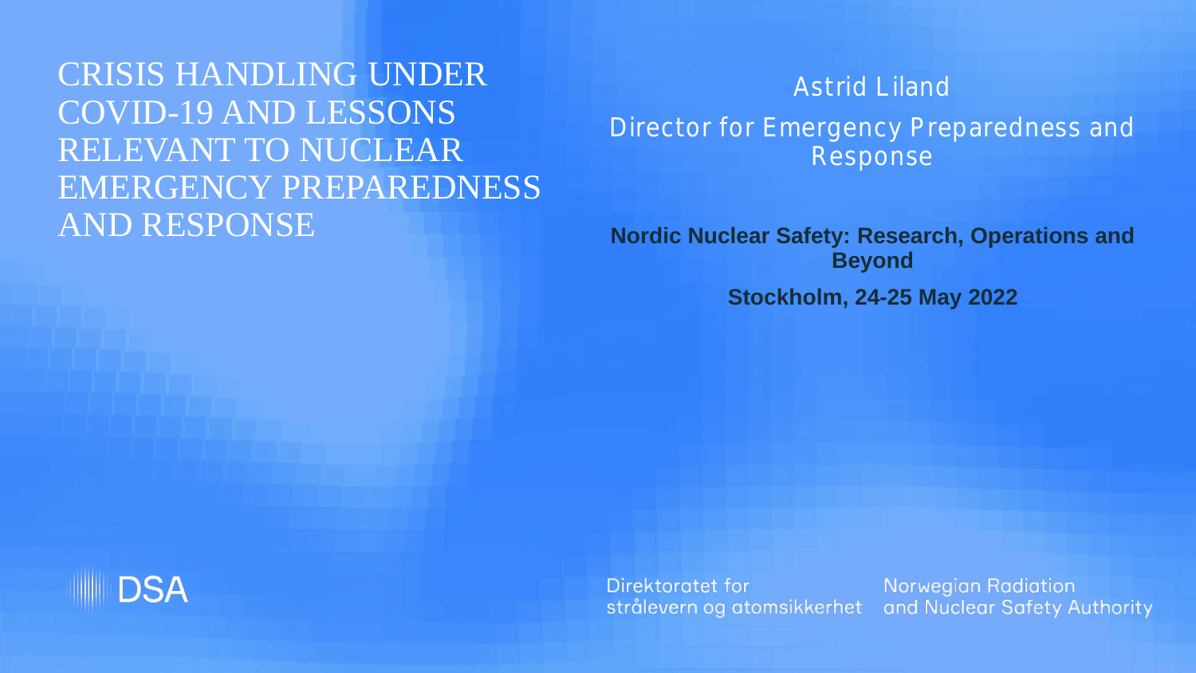# CRISIS HANDLING UNDER COVID-19 AND LESSONS RELEVANT TO NUCLEAR EMERGENCY PREPAREDNESS AND RESPONSE

Astrid Liland

Director for Emergency Preparedness and Response

**Nordic Nuclear Safety: Research, Operations and Beyond**

**Stockholm, 24-25 May 2022**

DSA

Direktoratet for strålevern og atomsikkerhet

Norwegian Radiation and Nuclear Safety Authority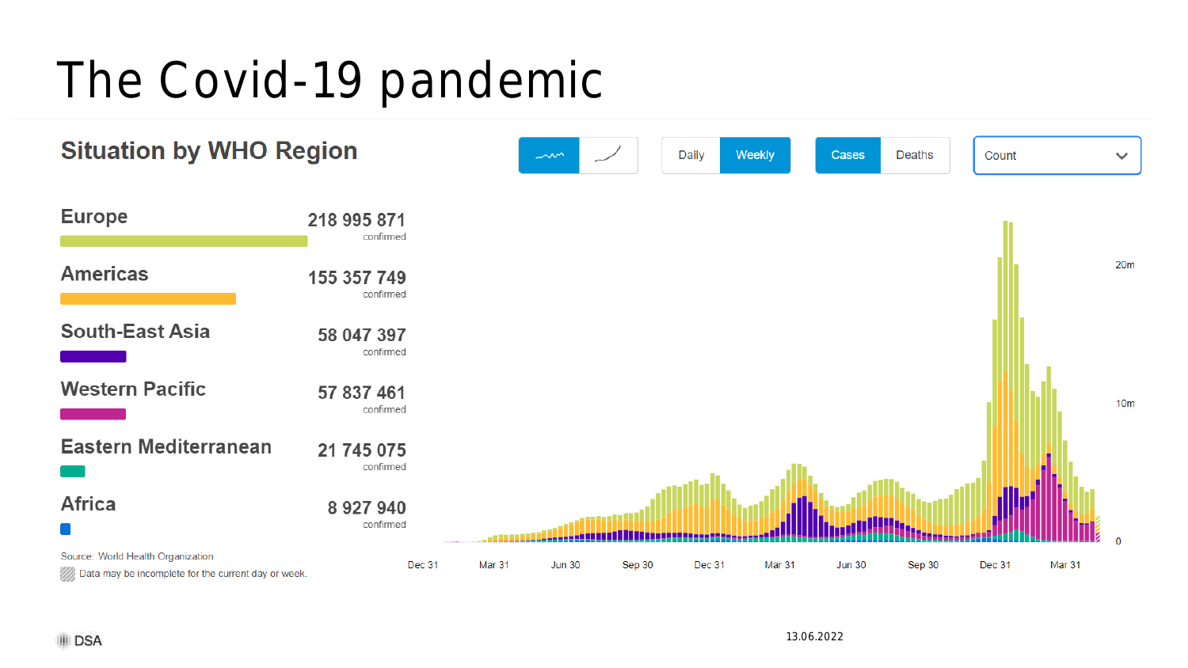# The Covid-19 pandemic

## Situation by WHO Region

| Region | Confirmed |
| --- | --- |
| Europe | 218 995 871 confirmed |
| Americas | 155 357 749 confirmed |
| South-East Asia | 58 047 397 confirmed |
| Western Pacific | 57 837 461 confirmed |
| Eastern Mediterranean | 21 745 075 confirmed |
| Africa | 8 927 940 confirmed |

Daily | Weekly | Cases | Deaths | Count

Source: World Health Organization

Data may be incomplete for the current day or week.

13.06.2022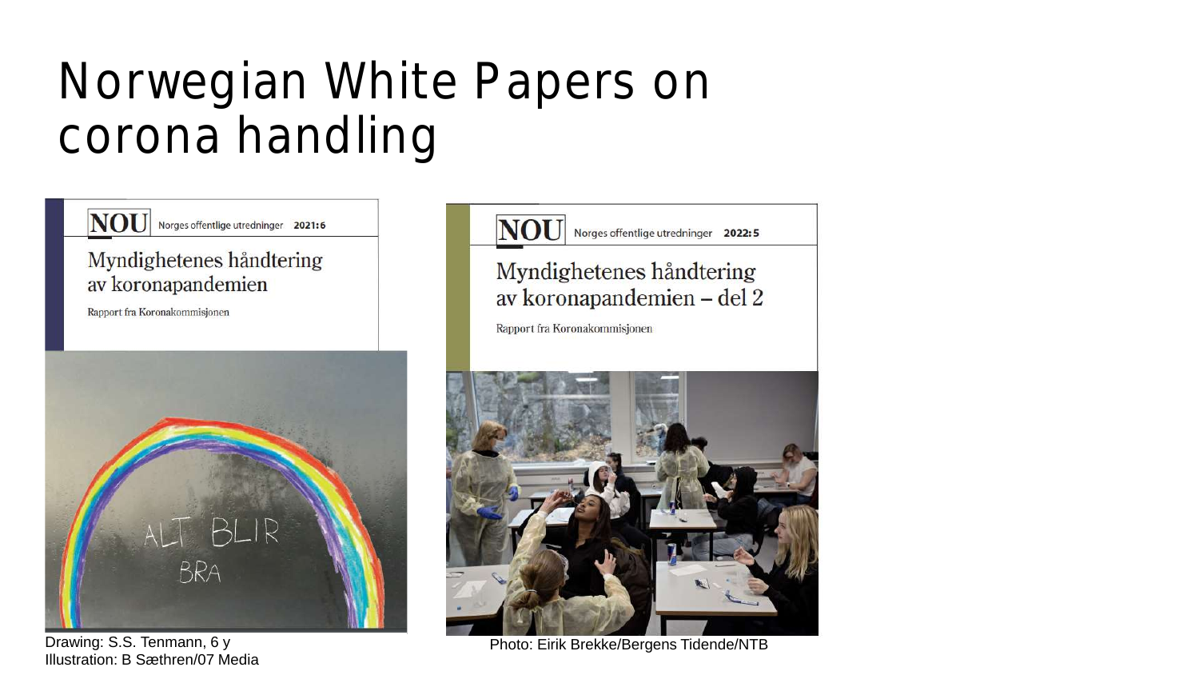# Norwegian White Papers on corona handling

**NOU** Norges offentlige utredninger 2021:6

Myndighetenes håndtering av koronapandemien

Rapport fra Koronakommisjonen

ALT BLIR BRA

Drawing: S.S. Tenmann, 6 y
Illustration: B Sæthren/07 Media

**NOU** Norges offentlige utredninger 2022:5

Myndighetenes håndtering av koronapandemien – del 2

Rapport fra Koronakommisjonen

Photo: Eirik Brekke/Bergens Tidende/NTB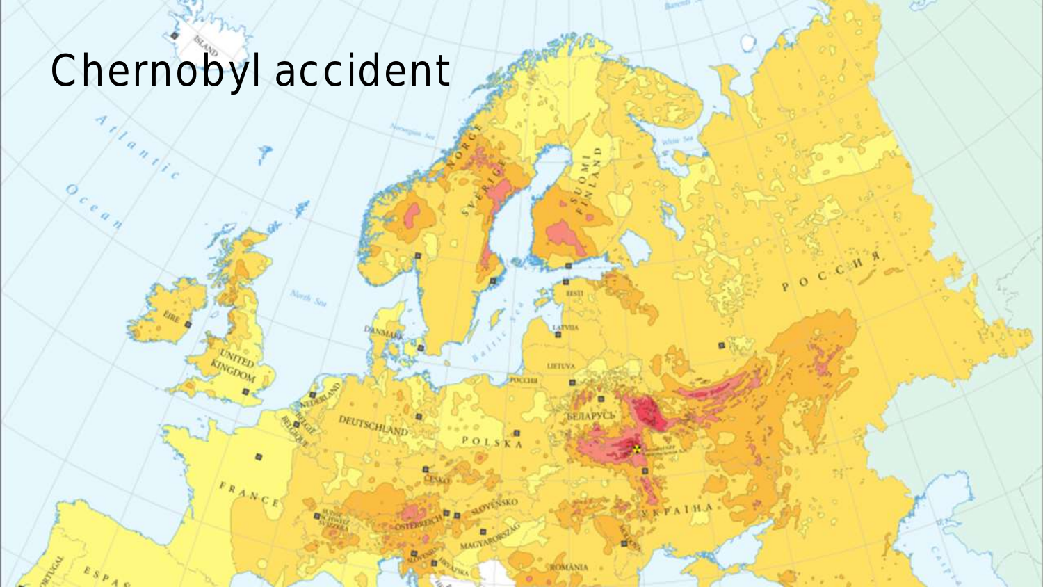# Chernobyl accident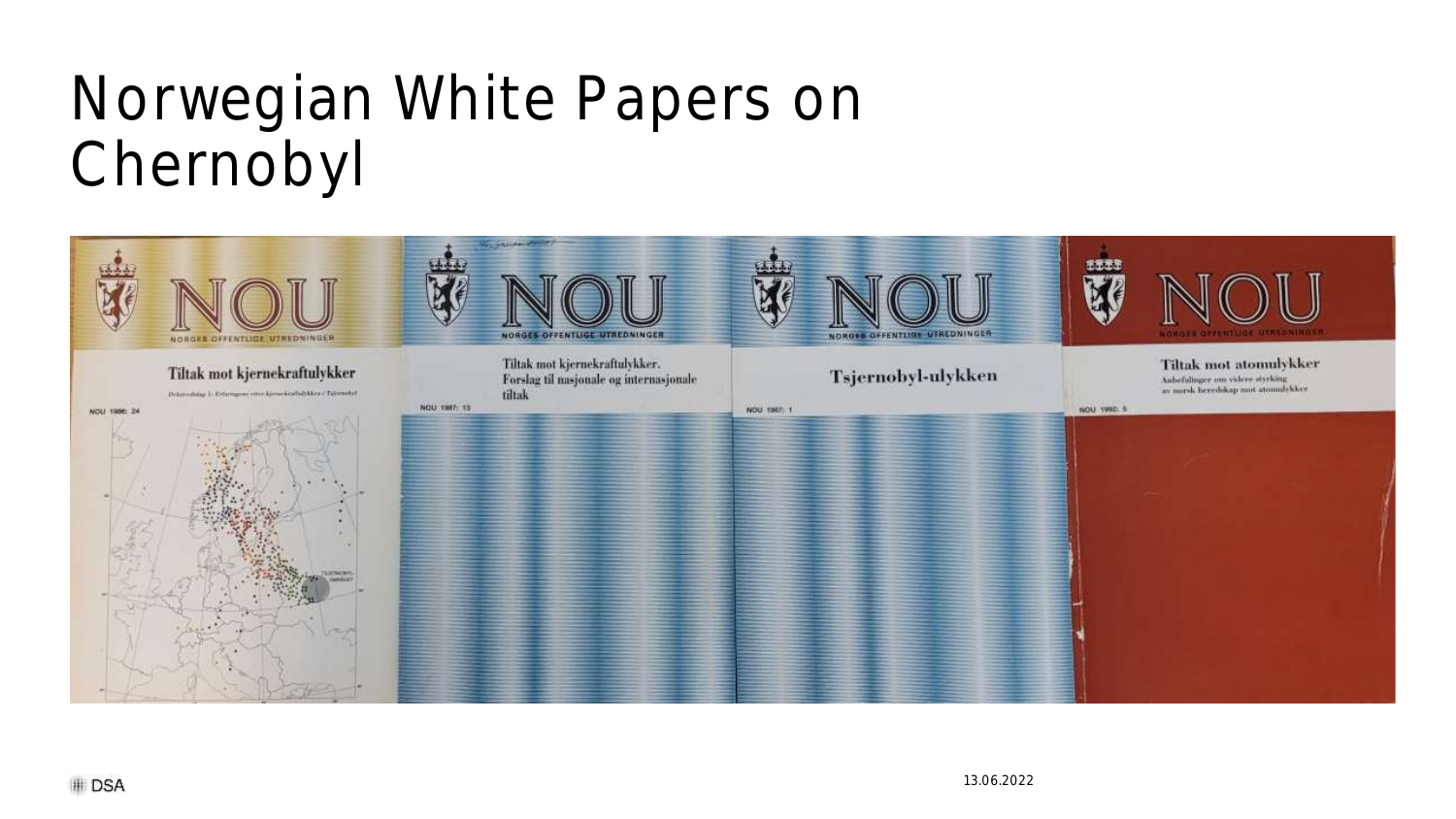# Norwegian White Papers on Chernobyl

NOU — NORGES OFFENTLIGE UTREDNINGER

Tiltak mot kjernekraftulykker

NOU 1986: 24

NOU — NORGES OFFENTLIGE UTREDNINGER

Tiltak mot kjernekraftulykker. Forslag til nasjonale og internasjonale tiltak

NOU 1987: 13

NOU — NORGES OFFENTLIGE UTREDNINGER

Tsjernobyl-ulykken

NOU 1987: 1

NOU — NORGES OFFENTLIGE UTREDNINGER

Tiltak mot atomulykker

Anbefalinger om videre styrking av norsk beredskap mot atomulykker

NOU 1992: 5

13.06.2022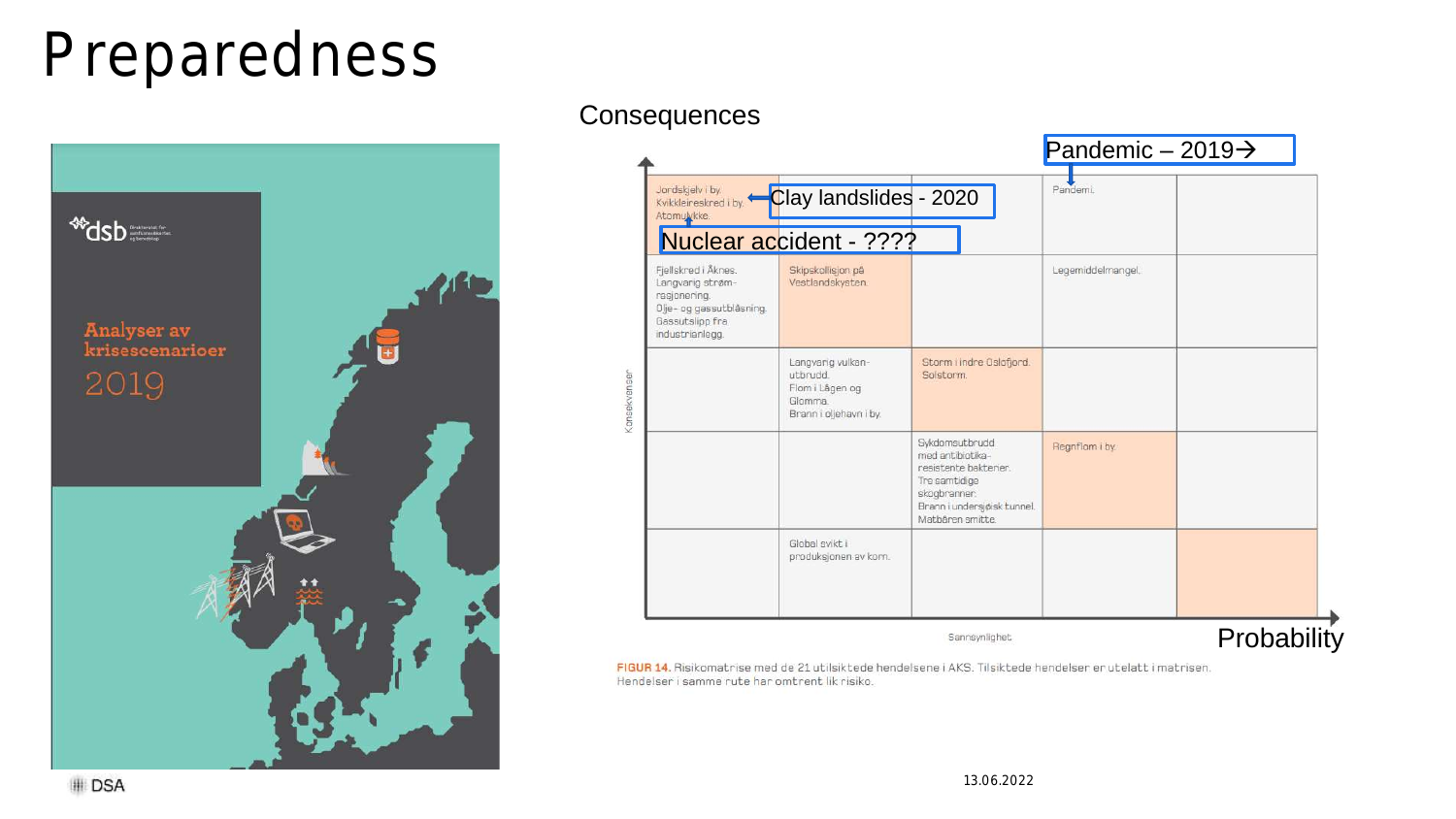# Preparedness

Analyser av krisescenarioer 2019

Consequences

| | | | | |
|---|---|---|---|---|
| Jordskjelv i by. Kvikkleireskred i by. Atomulykke. | | | Pandemi. | |
| Fjellskred i Åknes. Langvarig strøm-rasjonering. Olje- og gassutblåsning. Gassutslipp fra industrianlegg. | Skipskollisjon på Vestlandskysten. | | Legemiddelmangel. | |
| | Langvarig vulkan-utbrudd. Flom i Lågen og Glomma. Brann i oljehavn i by. | Storm i indre Oslofjord. Solstorm. | | |
| | | Sykdomsutbrudd med antibiotika-resistente bakterier. Tre samtidige skogbranner. Brann i undersjøisk tunnel. Matbåren smitte. | Regnflom i by. | |
| | Global svikt i produksjonen av korn. | | | |

Pandemic – 2019→

Clay landslides - 2020

Nuclear accident - ????

Konsekvenser

Sannsynlighet

Probability

**FIGUR 14.** Risikomatrise med de 21 utilsiktede hendelsene i AKS. Tilsiktede hendelser er utelatt i matrisen. Hendelser i samme rute har omtrent lik risiko.

13.06.2022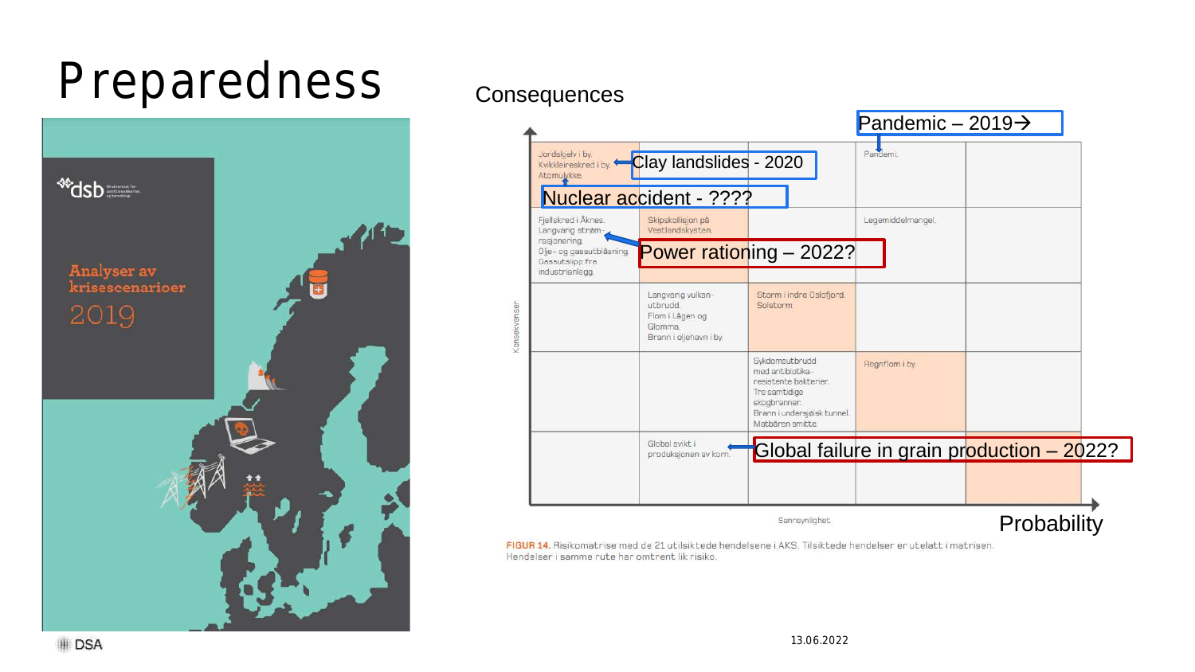# Preparedness

**dsb** Direktoratet for samfunnssikkerhet og beredskap

**Analyser av krisescenarioer**

**2019**

Consequences

| Jordskjelv i by. Kvikkleireskred i by. Atomulykke. | | | Pandemi. | |
|---|---|---|---|---|
| Fjellskred i Åknes. Langvarig strømrasjonering. Olje- og gassutblåsning. Gassutslipp fra industrianlegg. | Skipskollisjon på Vestlandskysten. | | Legemiddelmangel. | |
| | Langvarig vulkanutbrudd. Flom i Lågen og Glomma. Brann i oljehavn i by. | Storm i indre Oslofjord. Solstorm. | | |
| | | Sykdomsutbrudd med antibiotikaresistente bakterier. Tre samtidige skogbranner. Brann i undersjøisk tunnel. Matbåren smitte. | Regnflom i by. | |
| | Global svikt i produksjonen av korn. | | | |

Konsekvenser

Sannsynlighet

Probability

Pandemic – 2019→

Clay landslides - 2020

Nuclear accident - ????

Power rationing – 2022?

Global failure in grain production – 2022?

**FIGUR 14.** Risikomatrise med de 21 utilsiktede hendelsene i AKS. Tilsiktede hendelser er utelatt i matrisen. Hendelser i samme rute har omtrent lik risiko.

13.06.2022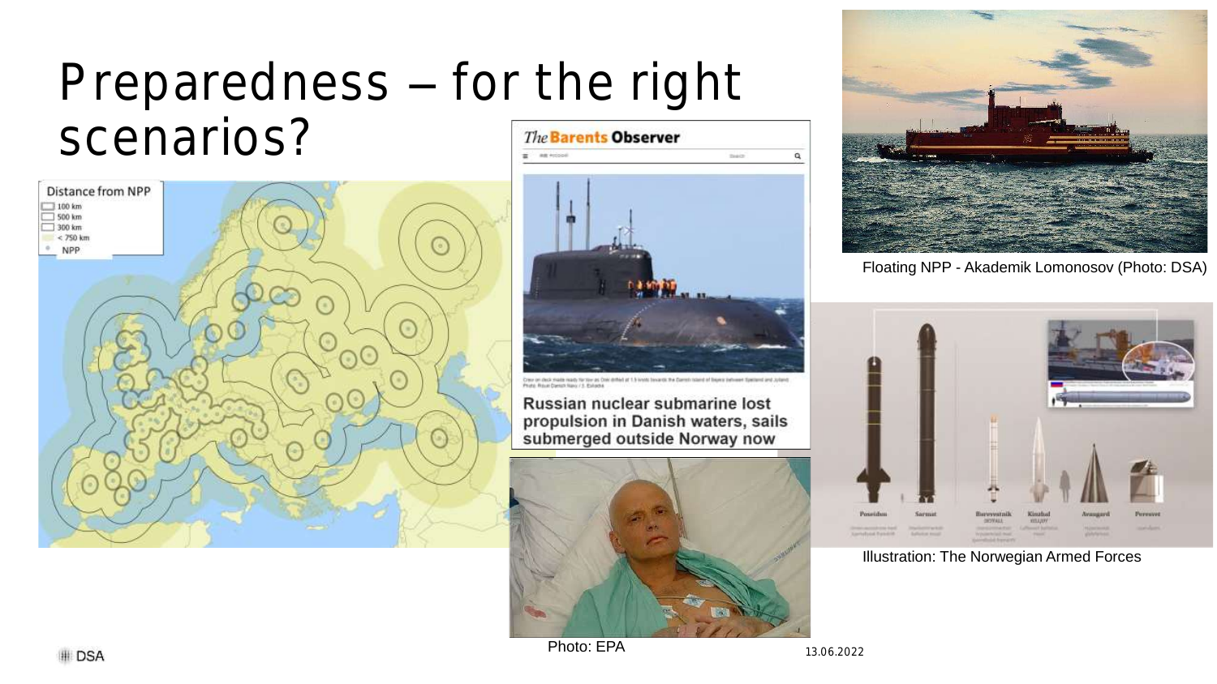# Preparedness – for the right scenarios?

Distance from NPP
- 100 km
- 500 km
- 300 km
- < 750 km
- NPP

*The* **Barents Observer**

**Russian nuclear submarine lost propulsion in Danish waters, sails submerged outside Norway now**

Photo: EPA

Floating NPP - Akademik Lomonosov (Photo: DSA)

Illustration: The Norwegian Armed Forces

13.06.2022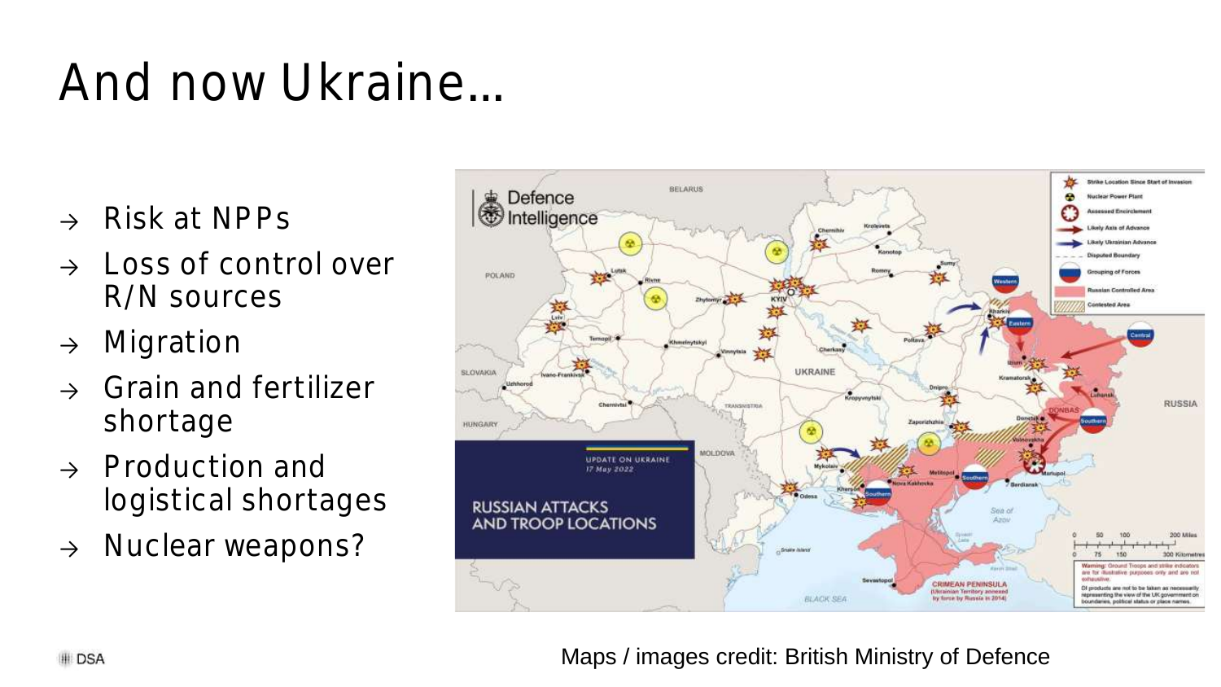# And now Ukraine…

- Risk at NPPs
- Loss of control over R/N sources
- Migration
- Grain and fertilizer shortage
- Production and logistical shortages
- Nuclear weapons?

Maps / images credit: British Ministry of Defence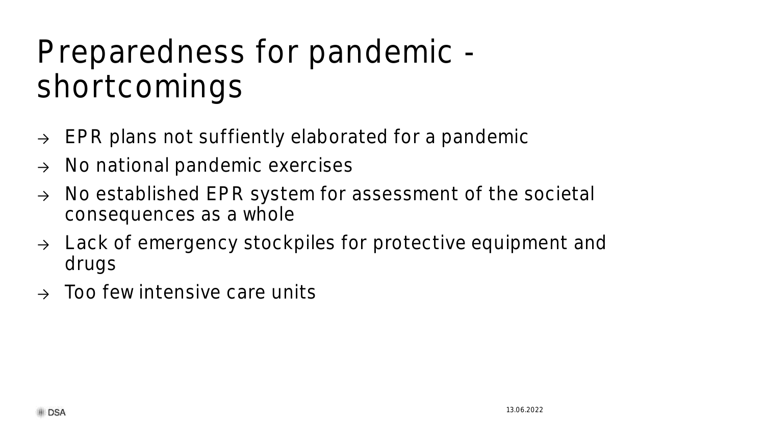# Preparedness for pandemic - shortcomings

- → EPR plans not suffiently elaborated for a pandemic
- → No national pandemic exercises
- → No established EPR system for assessment of the societal consequences as a whole
- → Lack of emergency stockpiles for protective equipment and drugs
- → Too few intensive care units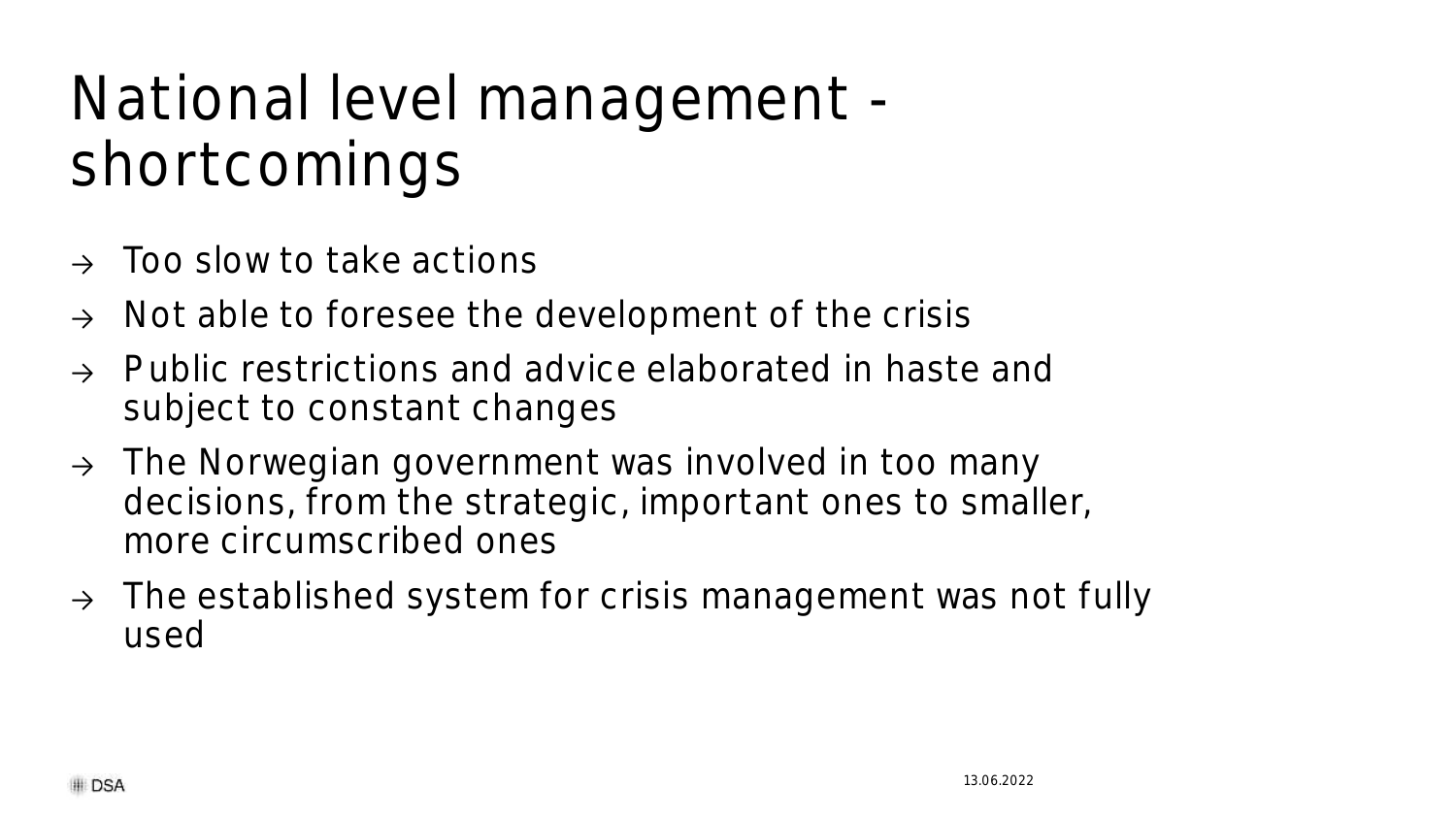# National level management - shortcomings

- → Too slow to take actions
- → Not able to foresee the development of the crisis
- → Public restrictions and advice elaborated in haste and subject to constant changes
- → The Norwegian government was involved in too many decisions, from the strategic, important ones to smaller, more circumscribed ones
- → The established system for crisis management was not fully used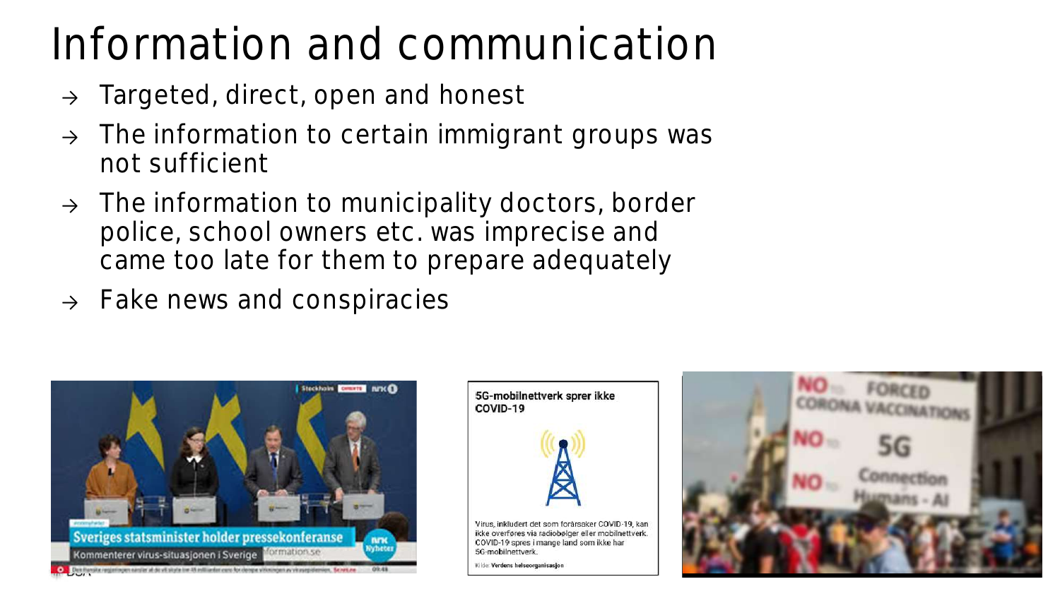# Information and communication

- Targeted, direct, open and honest
- The information to certain immigrant groups was not sufficient
- The information to municipality doctors, border police, school owners etc. was imprecise and came too late for them to prepare adequately
- Fake news and conspiracies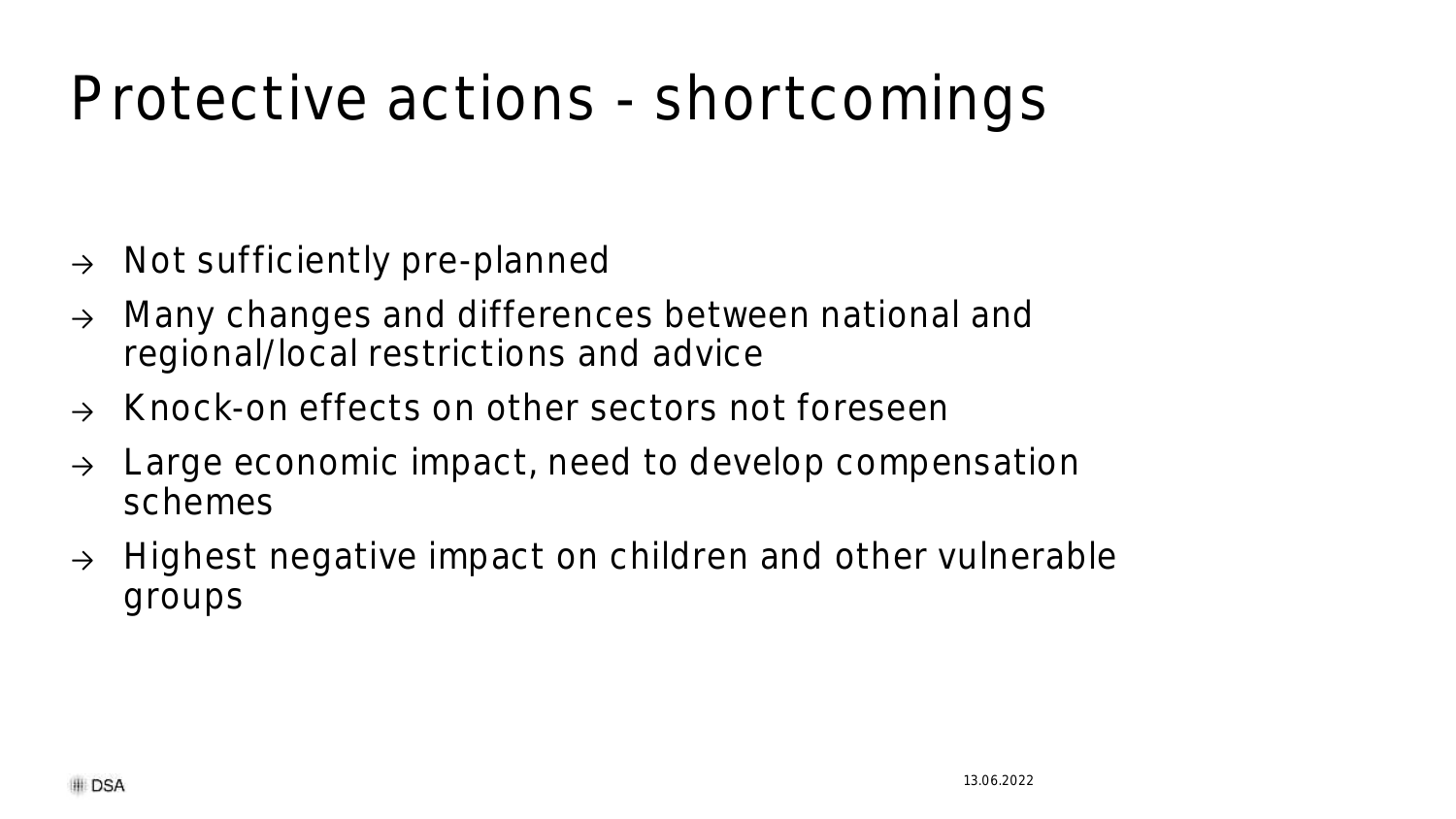# Protective actions - shortcomings

- → Not sufficiently pre-planned
- → Many changes and differences between national and regional/local restrictions and advice
- → Knock-on effects on other sectors not foreseen
- → Large economic impact, need to develop compensation schemes
- → Highest negative impact on children and other vulnerable groups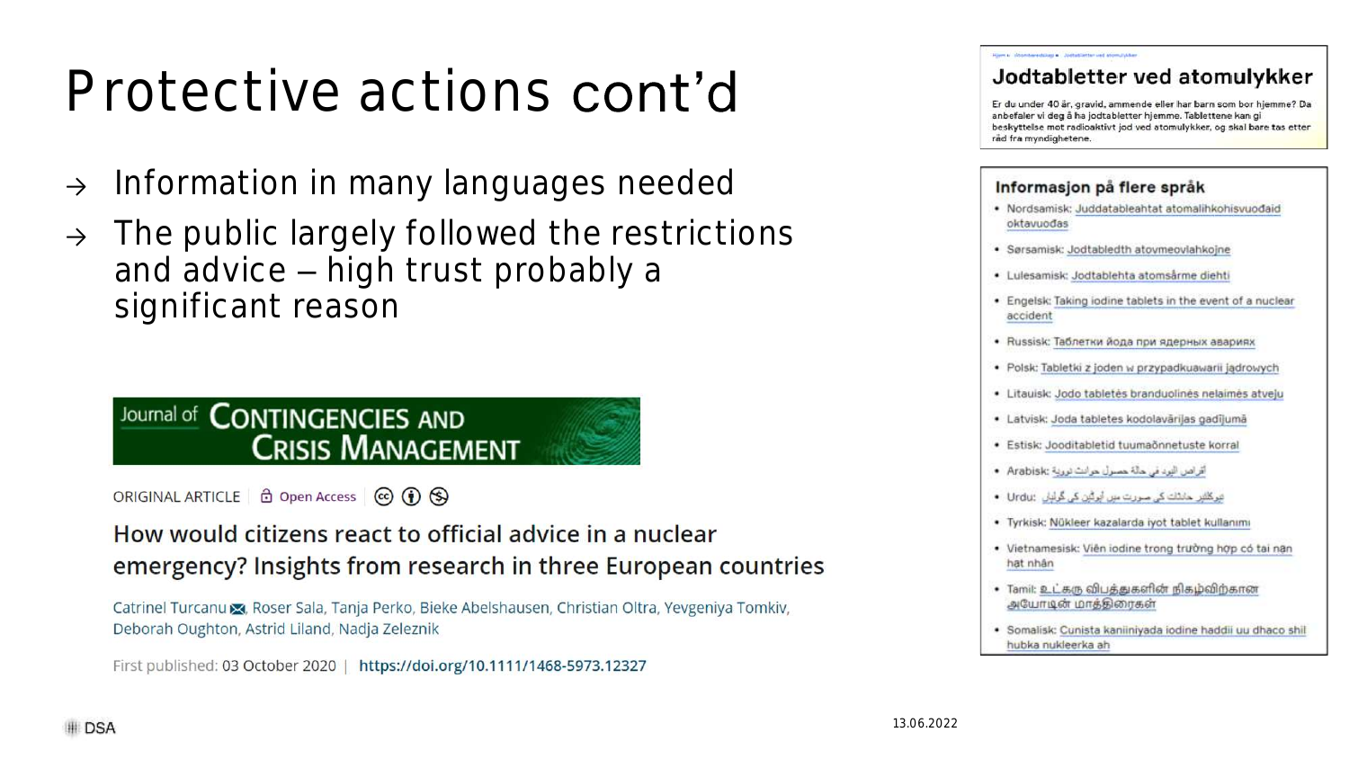# Protective actions cont'd

- Information in many languages needed
- The public largely followed the restrictions and advice – high trust probably a significant reason

Journal of CONTINGENCIES AND CRISIS MANAGEMENT

ORIGINAL ARTICLE | Open Access

## How would citizens react to official advice in a nuclear emergency? Insights from research in three European countries

Catrinel Turcanu, Roser Sala, Tanja Perko, Bieke Abelshausen, Christian Oltra, Yevgeniya Tomkiv, Deborah Oughton, Astrid Liland, Nadja Zeleznik

First published: 03 October 2020 | https://doi.org/10.1111/1468-5973.12327

## Jodtabletter ved atomulykker

Er du under 40 år, gravid, ammende eller har barn som bor hjemme? Da anbefaler vi deg å ha jodtabletter hjemme. Tablettene kan gi beskyttelse mot radioaktivt jod ved atomulykker, og skal bare tas etter råd fra myndighetene.

### Informasjon på flere språk

- Nordsamisk: Juddatableahtat atomalihkohisvuođaid oktavuođas
- Sørsamisk: Jodtabledth atovmeovlahkojne
- Lulesamisk: Jodtablehta atomsårme diehti
- Engelsk: Taking iodine tablets in the event of a nuclear accident
- Russisk: Таблетки йода при ядерных авариях
- Polsk: Tabletki z joden w przypadkuawarii jądrowych
- Litauisk: Jodo tabletės branduolinės nelaimės atveju
- Latvisk: Joda tabletes kodolavārijas gadījumā
- Estisk: Jooditabletid tuumaõnnetuste korral
- Arabisk: أقراص اليود في حالة حصول حوادث نووية
- Urdu: نیوکلیئر حادثات کی صورت میں آیوڈین کی گولیاں
- Tyrkisk: Nükleer kazalarda iyot tablet kullanımı
- Vietnamesisk: Viên iodine trong trường hợp có tai nạn hạt nhân
- Tamil: உட்கரு விபத்துகளின் நிகழ்வில்தான அயோடின் மாத்திரைகள்
- Somalisk: Cunista kaniiniyada iodine haddii uu dhaco shil hubka nukleerka ah

13.06.2022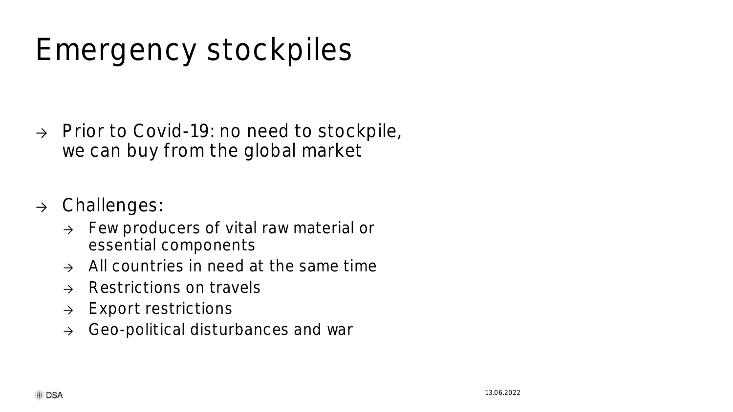# Emergency stockpiles

- Prior to Covid-19: no need to stockpile, we can buy from the global market
- Challenges:
  - Few producers of vital raw material or essential components
  - All countries in need at the same time
  - Restrictions on travels
  - Export restrictions
  - Geo-political disturbances and war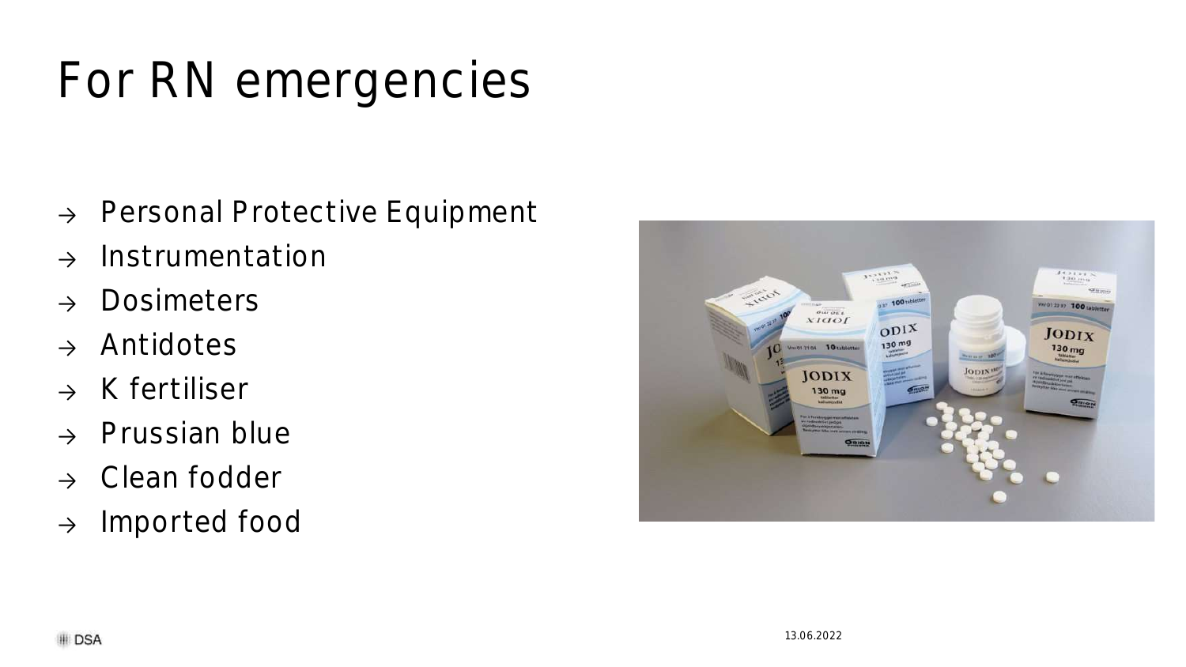# For RN emergencies

- Personal Protective Equipment
- Instrumentation
- Dosimeters
- Antidotes
- K fertiliser
- Prussian blue
- Clean fodder
- Imported food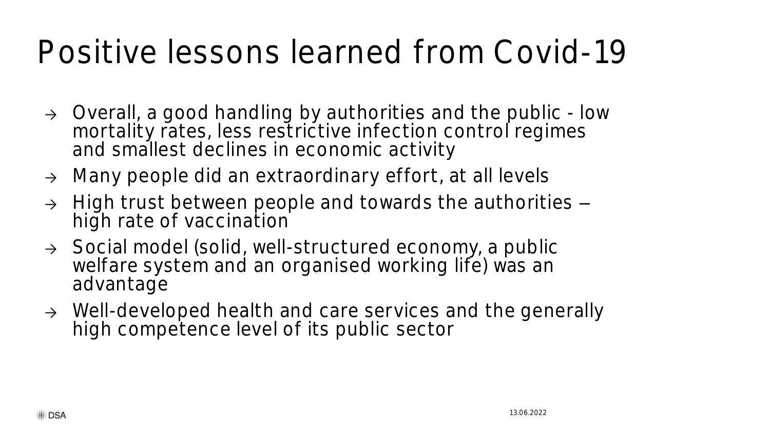# Positive lessons learned from Covid-19

- → Overall, a good handling by authorities and the public - low mortality rates, less restrictive infection control regimes and smallest declines in economic activity
- → Many people did an extraordinary effort, at all levels
- → High trust between people and towards the authorities – high rate of vaccination
- → Social model (solid, well-structured economy, a public welfare system and an organised working life) was an advantage
- → Well-developed health and care services and the generally high competence level of its public sector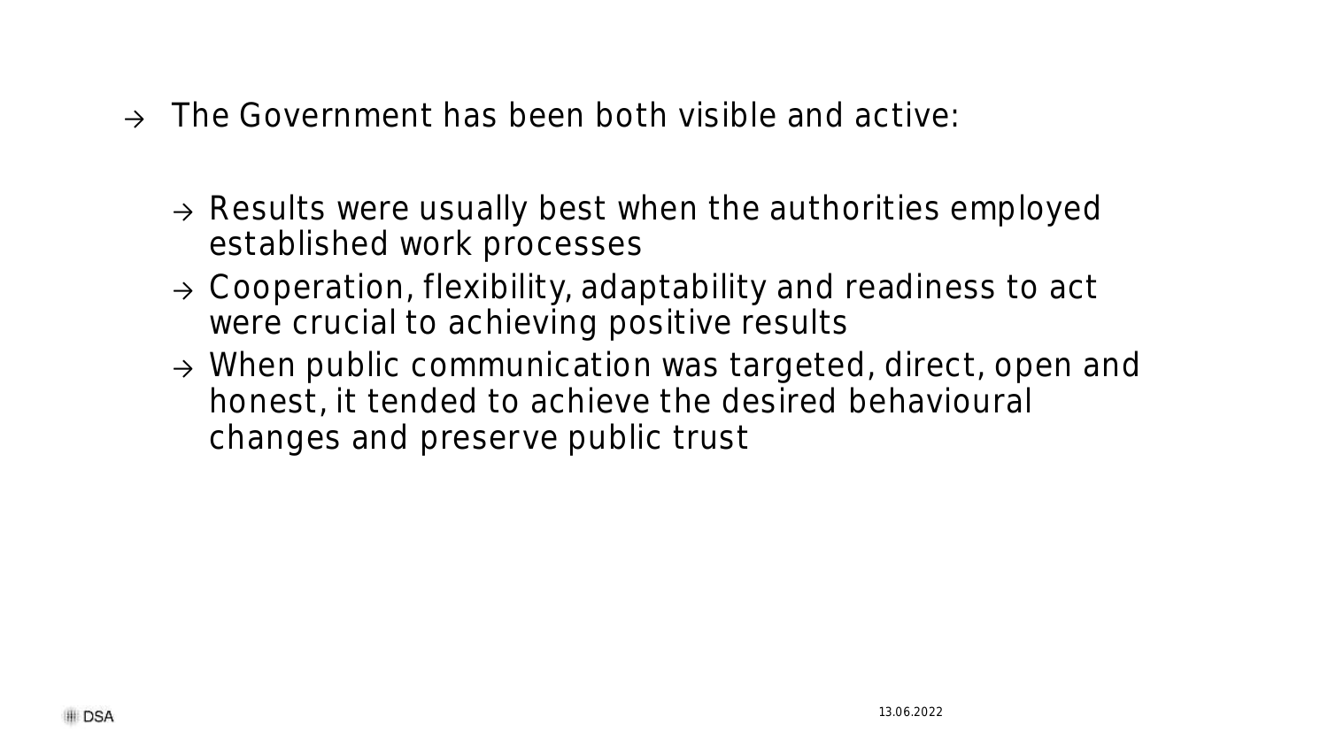→ The Government has been both visible and active:

  → Results were usually best when the authorities employed established work processes
  → Cooperation, flexibility, adaptability and readiness to act were crucial to achieving positive results
  → When public communication was targeted, direct, open and honest, it tended to achieve the desired behavioural changes and preserve public trust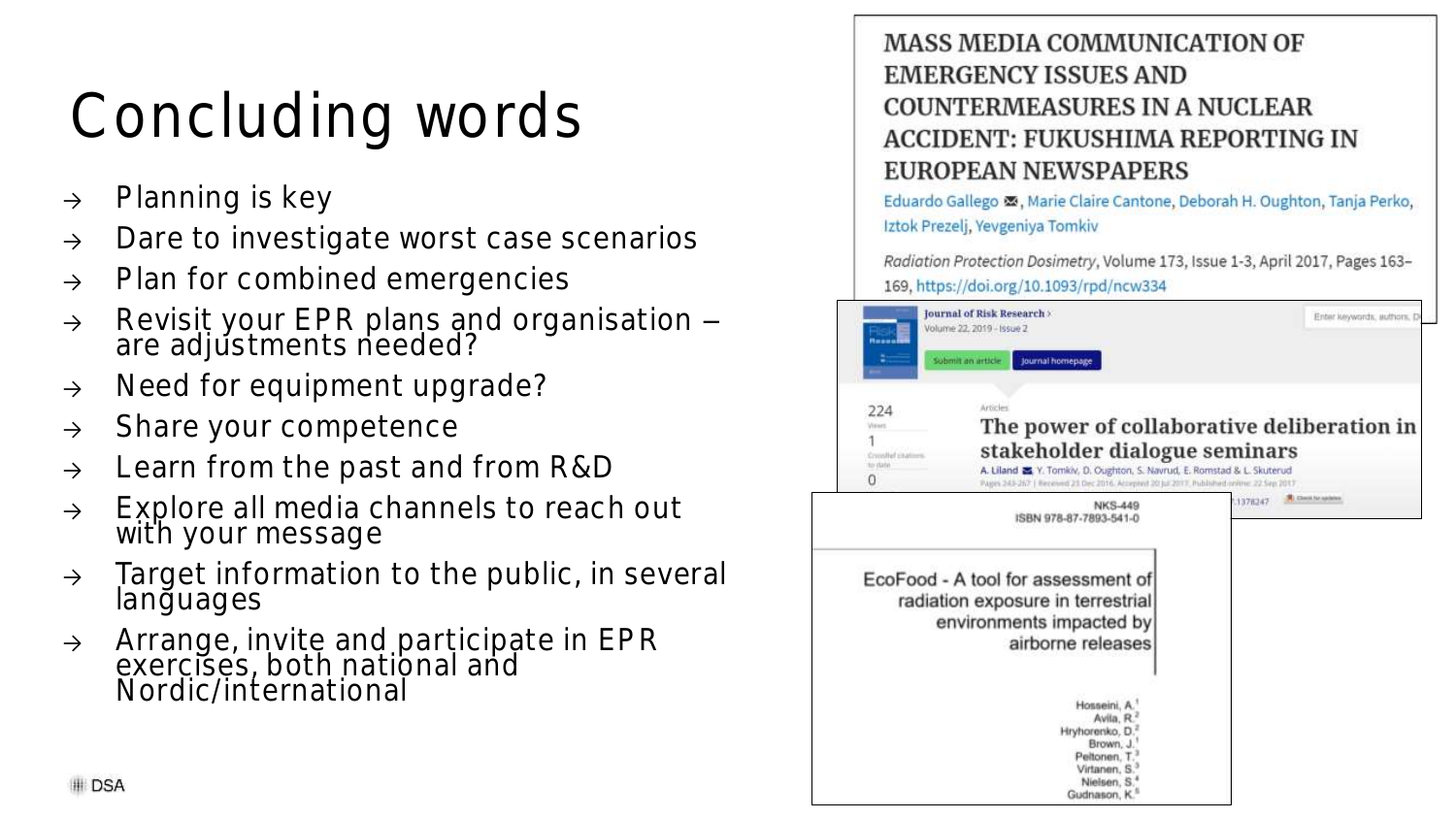# Concluding words

- Planning is key
- Dare to investigate worst case scenarios
- Plan for combined emergencies
- Revisit your EPR plans and organisation – are adjustments needed?
- Need for equipment upgrade?
- Share your competence
- Learn from the past and from R&D
- Explore all media channels to reach out with your message
- Target information to the public, in several languages
- Arrange, invite and participate in EPR exercises, both national and Nordic/international

**MASS MEDIA COMMUNICATION OF EMERGENCY ISSUES AND COUNTERMEASURES IN A NUCLEAR ACCIDENT: FUKUSHIMA REPORTING IN EUROPEAN NEWSPAPERS**

Eduardo Gallego, Marie Claire Cantone, Deborah H. Oughton, Tanja Perko, Iztok Prezelj, Yevgeniya Tomkiv

*Radiation Protection Dosimetry*, Volume 173, Issue 1-3, April 2017, Pages 163–169, https://doi.org/10.1093/rpd/ncw334

Journal of Risk Research
Volume 22, 2019 - Issue 2

**The power of collaborative deliberation in stakeholder dialogue seminars**

A. Liland, Y. Tomkiv, D. Oughton, S. Navrud, E. Romstad & L. Skuterud

NKS-449
ISBN 978-87-7893-541-0

EcoFood - A tool for assessment of radiation exposure in terrestrial environments impacted by airborne releases

Hosseini, A.[1]
Avila, R.[2]
Hryhorenko, D.[2]
Brown, J.[1]
Peltonen, T.[3]
Virtanen, S.[3]
Nielsen, S.[4]
Gudnason, K.[5]

DSA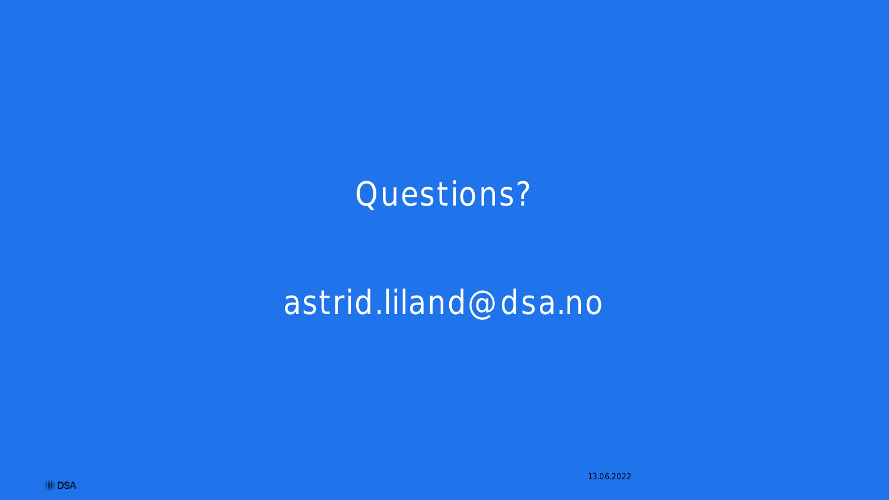# Questions?

astrid.liland@dsa.no